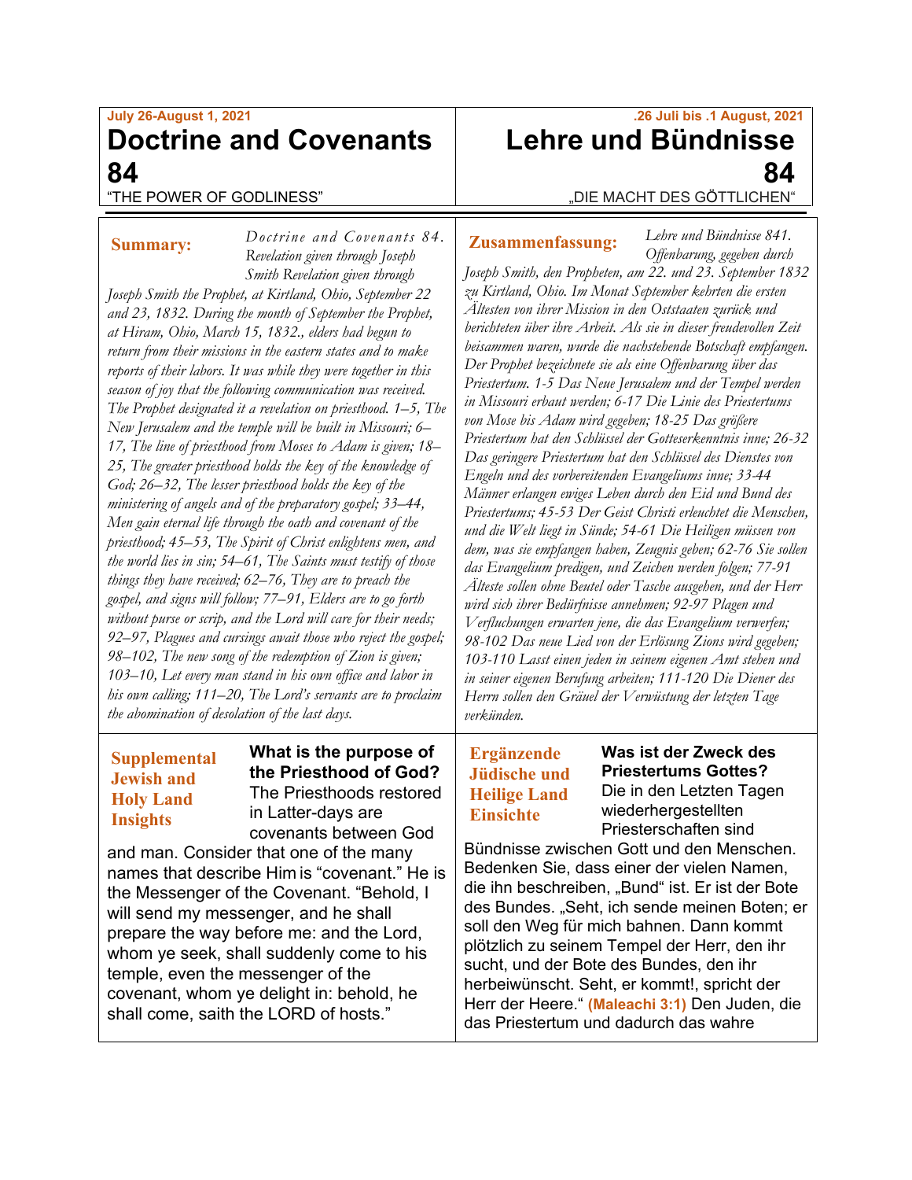July 26-August 1, 2021

# Doctrine and Covenants 84

"THE POWER OF GODLINESS"

.26 Juli bis .1 August, 2021

# Lehre und Bündnisse 84

„DIE MACHT DES GÖTTLICHEN"

**Summary:** *Doctrine and Covenants 84. Revelation given through Joseph Smith Revelation given through Joseph Smith the Prophet, at Kirtland, Ohio, September 22 and 23, 1832. During the month of September the Prophet, at Hiram, Ohio, March 15, 1832., elders had begun to return from their missions in the eastern states and to make reports of their labors. It was while they were together in this season of joy that the following communication was received. The Prophet designated it a revelation on priesthood. 1–5, The New Jerusalem and the temple will be built in Missouri; 6–17, The line of priesthood from Moses to Adam is given; 18–25, The greater priesthood holds the key of the knowledge of God; 26–32, The lesser priesthood holds the key of the ministering of angels and of the preparatory gospel; 33–44, Men gain eternal life through the oath and covenant of the priesthood; 45–53, The Spirit of Christ enlightens men, and the world lies in sin; 54–61, The Saints must testify of those things they have received; 62–76, They are to preach the gospel, and signs will follow; 77–91, Elders are to go forth without purse or scrip, and the Lord will care for their needs; 92–97, Plagues and cursings await those who reject the gospel; 98–102, The new song of the redemption of Zion is given; 103–10, Let every man stand in his own office and labor in his own calling; 111–20, The Lord's servants are to proclaim the abomination of desolation of the last days.*

**Zusammenfassung:** *Lehre und Bündnisse 841. Offenbarung, gegeben durch Joseph Smith, den Propheten, am 22. und 23. September 1832 zu Kirtland, Ohio. Im Monat September kehrten die ersten Ältesten von ihrer Mission in den Oststaaten zurück und berichteten über ihre Arbeit. Als sie in dieser freudevollen Zeit beisammen waren, wurde die nachstehende Botschaft empfangen. Der Prophet bezeichnete sie als eine Offenbarung über das Priestertum. 1-5 Das Neue Jerusalem und der Tempel werden in Missouri erbaut werden; 6-17 Die Linie des Priestertums von Mose bis Adam wird gegeben; 18-25 Das größere Priestertum hat den Schlüssel der Gotteserkenntnis inne; 26-32 Das geringere Priestertum hat den Schlüssel des Dienstes von Engeln und des vorbereitenden Evangeliums inne; 33-44 Männer erlangen ewiges Leben durch den Eid und Bund des Priestertums; 45-53 Der Geist Christi erleuchtet die Menschen, und die Welt liegt in Sünde; 54-61 Die Heiligen müssen von dem, was sie empfangen haben, Zeugnis geben; 62-76 Sie sollen das Evangelium predigen, und Zeichen werden folgen; 77-91 Älteste sollen ohne Beutel oder Tasche ausgehen, und der Herr wird sich ihrer Bedürfnisse annehmen; 92-97 Plagen und Verfluchungen erwarten jene, die das Evangelium verwerfen; 98-102 Das neue Lied von der Erlösung Zions wird gegeben; 103-110 Lasst einen jeden in seinem eigenen Amt stehen und in seiner eigenen Berufung arbeiten; 111-120 Die Diener des Herrn sollen den Gräuel der Verwüstung der letzten Tage verkünden.*

**Supplemental Jewish and Holy Land Insights**

**What is the purpose of the Priesthood of God?** The Priesthoods restored in Latter-days are covenants between God and man. Consider that one of the many names that describe Him is "covenant." He is the Messenger of the Covenant. "Behold, I will send my messenger, and he shall prepare the way before me: and the Lord, whom ye seek, shall suddenly come to his temple, even the messenger of the covenant, whom ye delight in: behold, he shall come, saith the LORD of hosts."

**Ergänzende Jüdische und Heilige Land Einsichte**

**Was ist der Zweck des Priestertums Gottes?** Die in den Letzten Tagen wiederhergestellten Priesterschaften sind Bündnisse zwischen Gott und den Menschen. Bedenken Sie, dass einer der vielen Namen, die ihn beschreiben, „Bund" ist. Er ist der Bote des Bundes. „Seht, ich sende meinen Boten; er soll den Weg für mich bahnen. Dann kommt plötzlich zu seinem Tempel der Herr, den ihr sucht, und der Bote des Bundes, den ihr herbeiwünscht. Seht, er kommt!, spricht der Herr der Heere." **(Maleachi 3:1)** Den Juden, die das Priestertum und dadurch das wahre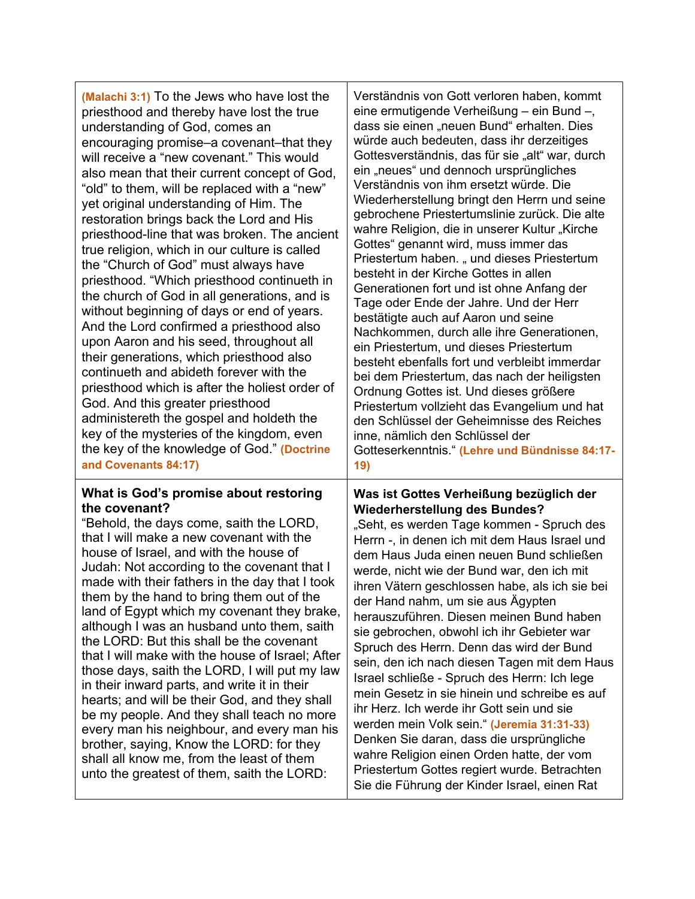| | |
|---|---|
| **(Malachi 3:1)** To the Jews who have lost the priesthood and thereby have lost the true understanding of God, comes an encouraging promise–a covenant–that they will receive a "new covenant." This would also mean that their current concept of God, "old" to them, will be replaced with a "new" yet original understanding of Him. The restoration brings back the Lord and His priesthood-line that was broken. The ancient true religion, which in our culture is called the "Church of God" must always have priesthood. "Which priesthood continueth in the church of God in all generations, and is without beginning of days or end of years. And the Lord confirmed a priesthood also upon Aaron and his seed, throughout all their generations, which priesthood also continueth and abideth forever with the priesthood which is after the holiest order of God. And this greater priesthood administereth the gospel and holdeth the key of the mysteries of the kingdom, even the key of the knowledge of God." **(Doctrine and Covenants 84:17)** | Verständnis von Gott verloren haben, kommt eine ermutigende Verheißung – ein Bund –, dass sie einen „neuen Bund" erhalten. Dies würde auch bedeuten, dass ihr derzeitiges Gottesverständnis, das für sie „alt" war, durch ein „neues" und dennoch ursprüngliches Verständnis von ihm ersetzt würde. Die Wiederherstellung bringt den Herrn und seine gebrochene Priestertumslinie zurück. Die alte wahre Religion, die in unserer Kultur „Kirche Gottes" genannt wird, muss immer das Priestertum haben. „ und dieses Priestertum besteht in der Kirche Gottes in allen Generationen fort und ist ohne Anfang der Tage oder Ende der Jahre. Und der Herr bestätigte auch auf Aaron und seine Nachkommen, durch alle ihre Generationen, ein Priestertum, und dieses Priestertum besteht ebenfalls fort und verbleibt immerdar bei dem Priestertum, das nach der heiligsten Ordnung Gottes ist. Und dieses größere Priestertum vollzieht das Evangelium und hat den Schlüssel der Geheimnisse des Reiches inne, nämlich den Schlüssel der Gotteserkenntnis." **(Lehre und Bündnisse 84:17-19)** |
| **What is God's promise about restoring the covenant?**<br>"Behold, the days come, saith the LORD, that I will make a new covenant with the house of Israel, and with the house of Judah: Not according to the covenant that I made with their fathers in the day that I took them by the hand to bring them out of the land of Egypt which my covenant they brake, although I was an husband unto them, saith the LORD: But this shall be the covenant that I will make with the house of Israel; After those days, saith the LORD, I will put my law in their inward parts, and write it in their hearts; and will be their God, and they shall be my people. And they shall teach no more every man his neighbour, and every man his brother, saying, Know the LORD: for they shall all know me, from the least of them unto the greatest of them, saith the LORD: | **Was ist Gottes Verheißung bezüglich der Wiederherstellung des Bundes?**<br>„Seht, es werden Tage kommen - Spruch des Herrn -, in denen ich mit dem Haus Israel und dem Haus Juda einen neuen Bund schließen werde, nicht wie der Bund war, den ich mit ihren Vätern geschlossen habe, als ich sie bei der Hand nahm, um sie aus Ägypten herauszuführen. Diesen meinen Bund haben sie gebrochen, obwohl ich ihr Gebieter war Spruch des Herrn. Denn das wird der Bund sein, den ich nach diesen Tagen mit dem Haus Israel schließe - Spruch des Herrn: Ich lege mein Gesetz in sie hinein und schreibe es auf ihr Herz. Ich werde ihr Gott sein und sie werden mein Volk sein." **(Jeremia 31:31-33)** Denken Sie daran, dass die ursprüngliche wahre Religion einen Orden hatte, der vom Priestertum Gottes regiert wurde. Betrachten Sie die Führung der Kinder Israel, einen Rat |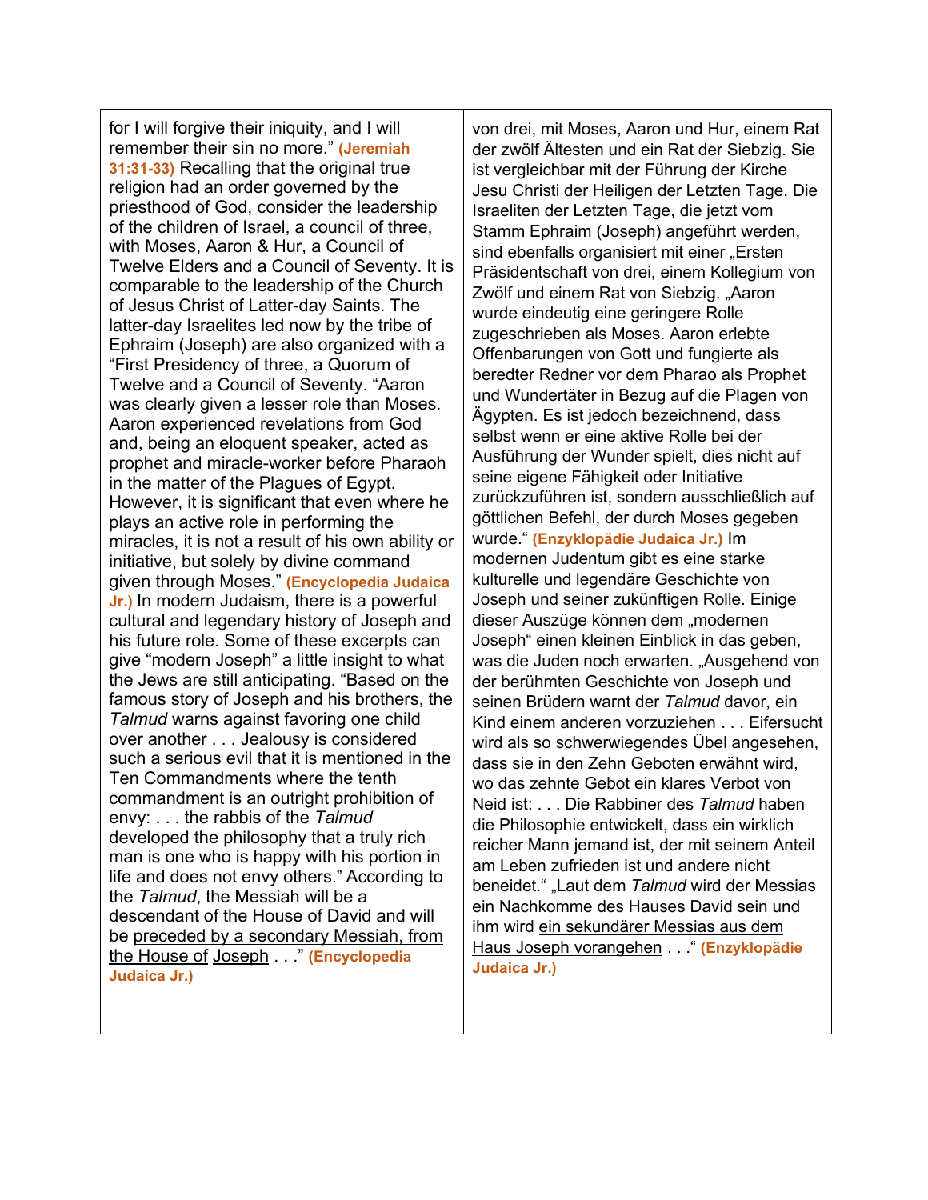for I will forgive their iniquity, and I will remember their sin no more." **(Jeremiah 31:31-33)** Recalling that the original true religion had an order governed by the priesthood of God, consider the leadership of the children of Israel, a council of three, with Moses, Aaron & Hur, a Council of Twelve Elders and a Council of Seventy. It is comparable to the leadership of the Church of Jesus Christ of Latter-day Saints. The latter-day Israelites led now by the tribe of Ephraim (Joseph) are also organized with a "First Presidency of three, a Quorum of Twelve and a Council of Seventy. "Aaron was clearly given a lesser role than Moses. Aaron experienced revelations from God and, being an eloquent speaker, acted as prophet and miracle-worker before Pharaoh in the matter of the Plagues of Egypt. However, it is significant that even where he plays an active role in performing the miracles, it is not a result of his own ability or initiative, but solely by divine command given through Moses." **(Encyclopedia Judaica Jr.)** In modern Judaism, there is a powerful cultural and legendary history of Joseph and his future role. Some of these excerpts can give "modern Joseph" a little insight to what the Jews are still anticipating. "Based on the famous story of Joseph and his brothers, the *Talmud* warns against favoring one child over another . . . Jealousy is considered such a serious evil that it is mentioned in the Ten Commandments where the tenth commandment is an outright prohibition of envy: . . . the rabbis of the *Talmud* developed the philosophy that a truly rich man is one who is happy with his portion in life and does not envy others." According to the *Talmud*, the Messiah will be a descendant of the House of David and will be <u>preceded by a secondary Messiah, from the House of Joseph</u> . . ." **(Encyclopedia Judaica Jr.)**

von drei, mit Moses, Aaron und Hur, einem Rat der zwölf Ältesten und ein Rat der Siebzig. Sie ist vergleichbar mit der Führung der Kirche Jesu Christi der Heiligen der Letzten Tage. Die Israeliten der Letzten Tage, die jetzt vom Stamm Ephraim (Joseph) angeführt werden, sind ebenfalls organisiert mit einer „Ersten Präsidentschaft von drei, einem Kollegium von Zwölf und einem Rat von Siebzig. „Aaron wurde eindeutig eine geringere Rolle zugeschrieben als Moses. Aaron erlebte Offenbarungen von Gott und fungierte als beredter Redner vor dem Pharao als Prophet und Wundertäter in Bezug auf die Plagen von Ägypten. Es ist jedoch bezeichnend, dass selbst wenn er eine aktive Rolle bei der Ausführung der Wunder spielt, dies nicht auf seine eigene Fähigkeit oder Initiative zurückzuführen ist, sondern ausschließlich auf göttlichen Befehl, der durch Moses gegeben wurde." **(Enzyklopädie Judaica Jr.)** Im modernen Judentum gibt es eine starke kulturelle und legendäre Geschichte von Joseph und seiner zukünftigen Rolle. Einige dieser Auszüge können dem „modernen Joseph" einen kleinen Einblick in das geben, was die Juden noch erwarten. „Ausgehend von der berühmten Geschichte von Joseph und seinen Brüdern warnt der *Talmud* davor, ein Kind einem anderen vorzuziehen . . . Eifersucht wird als so schwerwiegendes Übel angesehen, dass sie in den Zehn Geboten erwähnt wird, wo das zehnte Gebot ein klares Verbot von Neid ist: . . . Die Rabbiner des *Talmud* haben die Philosophie entwickelt, dass ein wirklich reicher Mann jemand ist, der mit seinem Anteil am Leben zufrieden ist und andere nicht beneidet." „Laut dem *Talmud* wird der Messias ein Nachkomme des Hauses David sein und ihm wird <u>ein sekundärer Messias aus dem Haus Joseph vorangehen</u> . . ." **(Enzyklopädie Judaica Jr.)**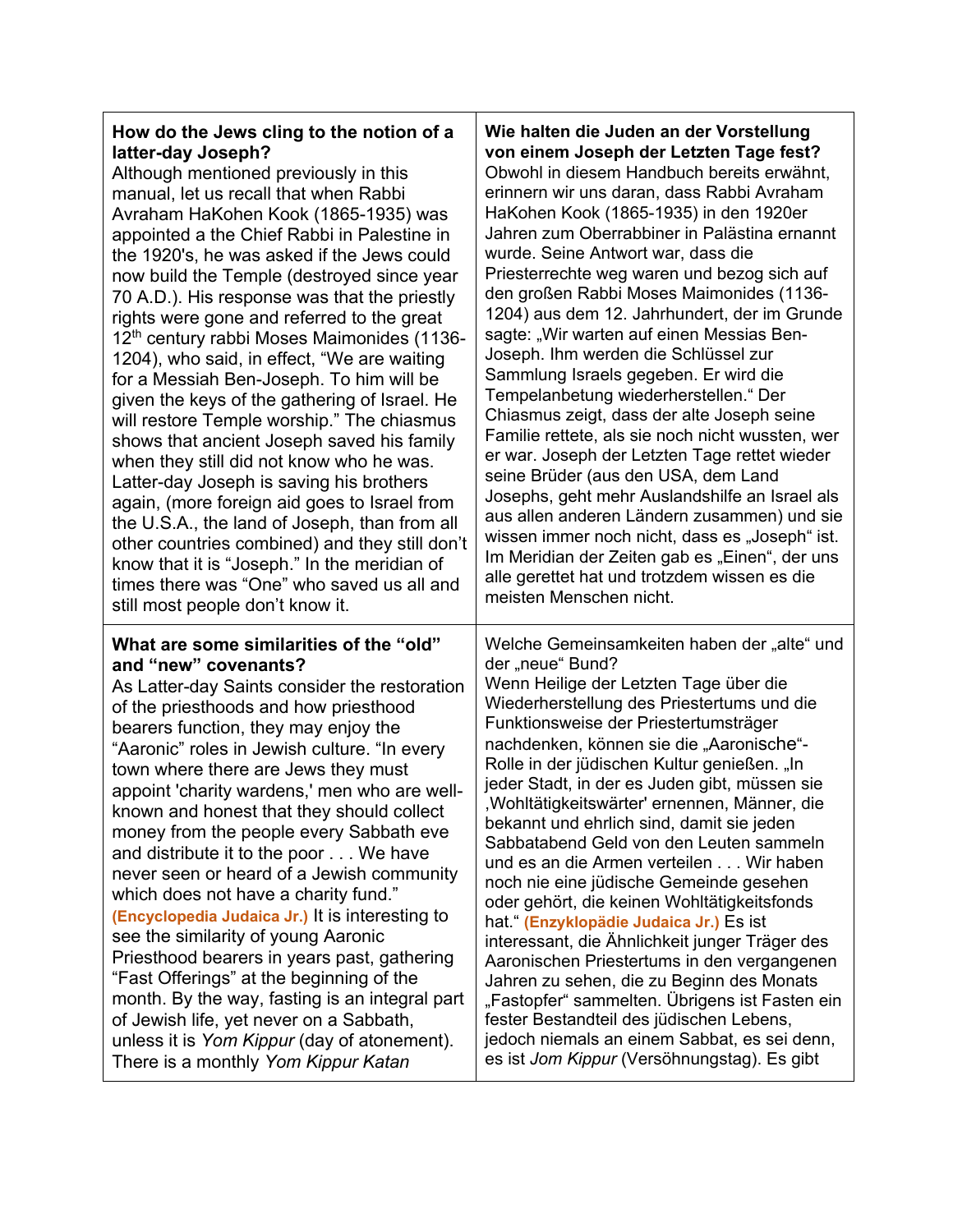| **How do the Jews cling to the notion of a latter-day Joseph?** Although mentioned previously in this manual, let us recall that when Rabbi Avraham HaKohen Kook (1865-1935) was appointed a the Chief Rabbi in Palestine in the 1920's, he was asked if the Jews could now build the Temple (destroyed since year 70 A.D.). His response was that the priestly rights were gone and referred to the great 12th century rabbi Moses Maimonides (1136-1204), who said, in effect, "We are waiting for a Messiah Ben-Joseph. To him will be given the keys of the gathering of Israel. He will restore Temple worship." The chiasmus shows that ancient Joseph saved his family when they still did not know who he was. Latter-day Joseph is saving his brothers again, (more foreign aid goes to Israel from the U.S.A., the land of Joseph, than from all other countries combined) and they still don't know that it is "Joseph." In the meridian of times there was "One" who saved us all and still most people don't know it. | **Wie halten die Juden an der Vorstellung von einem Joseph der Letzten Tage fest?** Obwohl in diesem Handbuch bereits erwähnt, erinnern wir uns daran, dass Rabbi Avraham HaKohen Kook (1865-1935) in den 1920er Jahren zum Oberrabbiner in Palästina ernannt wurde. Seine Antwort war, dass die Priesterrechte weg waren und bezog sich auf den großen Rabbi Moses Maimonides (1136-1204) aus dem 12. Jahrhundert, der im Grunde sagte: „Wir warten auf einen Messias Ben-Joseph. Ihm werden die Schlüssel zur Sammlung Israels gegeben. Er wird die Tempelanbetung wiederherstellen." Der Chiasmus zeigt, dass der alte Joseph seine Familie rettete, als sie noch nicht wussten, wer er war. Joseph der Letzten Tage rettet wieder seine Brüder (aus den USA, dem Land Josephs, geht mehr Auslandshilfe an Israel als aus allen anderen Ländern zusammen) und sie wissen immer noch nicht, dass es „Joseph" ist. Im Meridian der Zeiten gab es „Einen", der uns alle gerettet hat und trotzdem wissen es die meisten Menschen nicht. |
|---|---|
| **What are some similarities of the "old" and "new" covenants?** As Latter-day Saints consider the restoration of the priesthoods and how priesthood bearers function, they may enjoy the "Aaronic" roles in Jewish culture. "In every town where there are Jews they must appoint 'charity wardens,' men who are well-known and honest that they should collect money from the people every Sabbath eve and distribute it to the poor . . . We have never seen or heard of a Jewish community which does not have a charity fund." **(Encyclopedia Judaica Jr.)** It is interesting to see the similarity of young Aaronic Priesthood bearers in years past, gathering "Fast Offerings" at the beginning of the month. By the way, fasting is an integral part of Jewish life, yet never on a Sabbath, unless it is *Yom Kippur* (day of atonement). There is a monthly *Yom Kippur Katan* | Welche Gemeinsamkeiten haben der „alte" und der „neue" Bund? Wenn Heilige der Letzten Tage über die Wiederherstellung des Priestertums und die Funktionsweise der Priestertumsträger nachdenken, können sie die „Aaronische"-Rolle in der jüdischen Kultur genießen. „In jeder Stadt, in der es Juden gibt, müssen sie ‚Wohltätigkeitswärter' ernennen, Männer, die bekannt und ehrlich sind, damit sie jeden Sabbatabend Geld von den Leuten sammeln und es an die Armen verteilen . . . Wir haben noch nie eine jüdische Gemeinde gesehen oder gehört, die keinen Wohltätigkeitsfonds hat." **(Enzyklopädie Judaica Jr.)** Es ist interessant, die Ähnlichkeit junger Träger des Aaronischen Priestertums in den vergangenen Jahren zu sehen, die zu Beginn des Monats „Fastopfer" sammelten. Übrigens ist Fasten ein fester Bestandteil des jüdischen Lebens, jedoch niemals an einem Sabbat, es sei denn, es ist *Jom Kippur* (Versöhnungstag). Es gibt |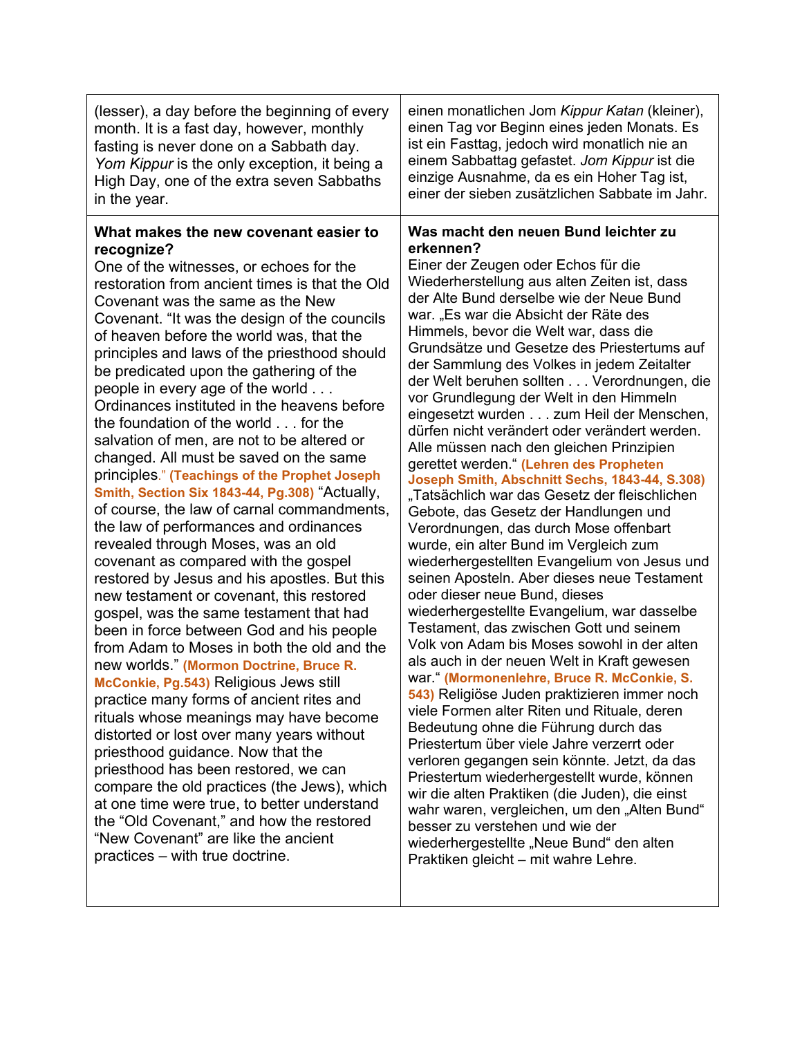| | |
|---|---|
| (lesser), a day before the beginning of every month. It is a fast day, however, monthly fasting is never done on a Sabbath day. *Yom Kippur* is the only exception, it being a High Day, one of the extra seven Sabbaths in the year. | einen monatlichen Jom *Kippur Katan* (kleiner), einen Tag vor Beginn eines jeden Monats. Es ist ein Fasttag, jedoch wird monatlich nie an einem Sabbattag gefastet. *Jom Kippur* ist die einzige Ausnahme, da es ein Hoher Tag ist, einer der sieben zusätzlichen Sabbate im Jahr. |
| **What makes the new covenant easier to recognize?** One of the witnesses, or echoes for the restoration from ancient times is that the Old Covenant was the same as the New Covenant. "It was the design of the councils of heaven before the world was, that the principles and laws of the priesthood should be predicated upon the gathering of the people in every age of the world . . . Ordinances instituted in the heavens before the foundation of the world . . . for the salvation of men, are not to be altered or changed. All must be saved on the same principles." **(Teachings of the Prophet Joseph Smith, Section Six 1843-44, Pg.308)** "Actually, of course, the law of carnal commandments, the law of performances and ordinances revealed through Moses, was an old covenant as compared with the gospel restored by Jesus and his apostles. But this new testament or covenant, this restored gospel, was the same testament that had been in force between God and his people from Adam to Moses in both the old and the new worlds." **(Mormon Doctrine, Bruce R. McConkie, Pg.543)** Religious Jews still practice many forms of ancient rites and rituals whose meanings may have become distorted or lost over many years without priesthood guidance. Now that the priesthood has been restored, we can compare the old practices (the Jews), which at one time were true, to better understand the "Old Covenant," and how the restored "New Covenant" are like the ancient practices – with true doctrine. | **Was macht den neuen Bund leichter zu erkennen?** Einer der Zeugen oder Echos für die Wiederherstellung aus alten Zeiten ist, dass der Alte Bund derselbe wie der Neue Bund war. „Es war die Absicht der Räte des Himmels, bevor die Welt war, dass die Grundsätze und Gesetze des Priestertums auf der Sammlung des Volkes in jedem Zeitalter der Welt beruhen sollten . . . Verordnungen, die vor Grundlegung der Welt in den Himmeln eingesetzt wurden . . . zum Heil der Menschen, dürfen nicht verändert oder verändert werden. Alle müssen nach den gleichen Prinzipien gerettet werden." **(Lehren des Propheten Joseph Smith, Abschnitt Sechs, 1843-44, S.308)** „Tatsächlich war das Gesetz der fleischlichen Gebote, das Gesetz der Handlungen und Verordnungen, das durch Mose offenbart wurde, ein alter Bund im Vergleich zum wiederhergestellten Evangelium von Jesus und seinen Aposteln. Aber dieses neue Testament oder dieser neue Bund, dieses wiederhergestellte Evangelium, war dasselbe Testament, das zwischen Gott und seinem Volk von Adam bis Moses sowohl in der alten als auch in der neuen Welt in Kraft gewesen war." **(Mormonenlehre, Bruce R. McConkie, S. 543)** Religiöse Juden praktizieren immer noch viele Formen alter Riten und Rituale, deren Bedeutung ohne die Führung durch das Priestertum über viele Jahre verzerrt oder verloren gegangen sein könnte. Jetzt, da das Priestertum wiederhergestellt wurde, können wir die alten Praktiken (die Juden), die einst wahr waren, vergleichen, um den „Alten Bund" besser zu verstehen und wie der wiederhergestellte „Neue Bund" den alten Praktiken gleicht – mit wahre Lehre. |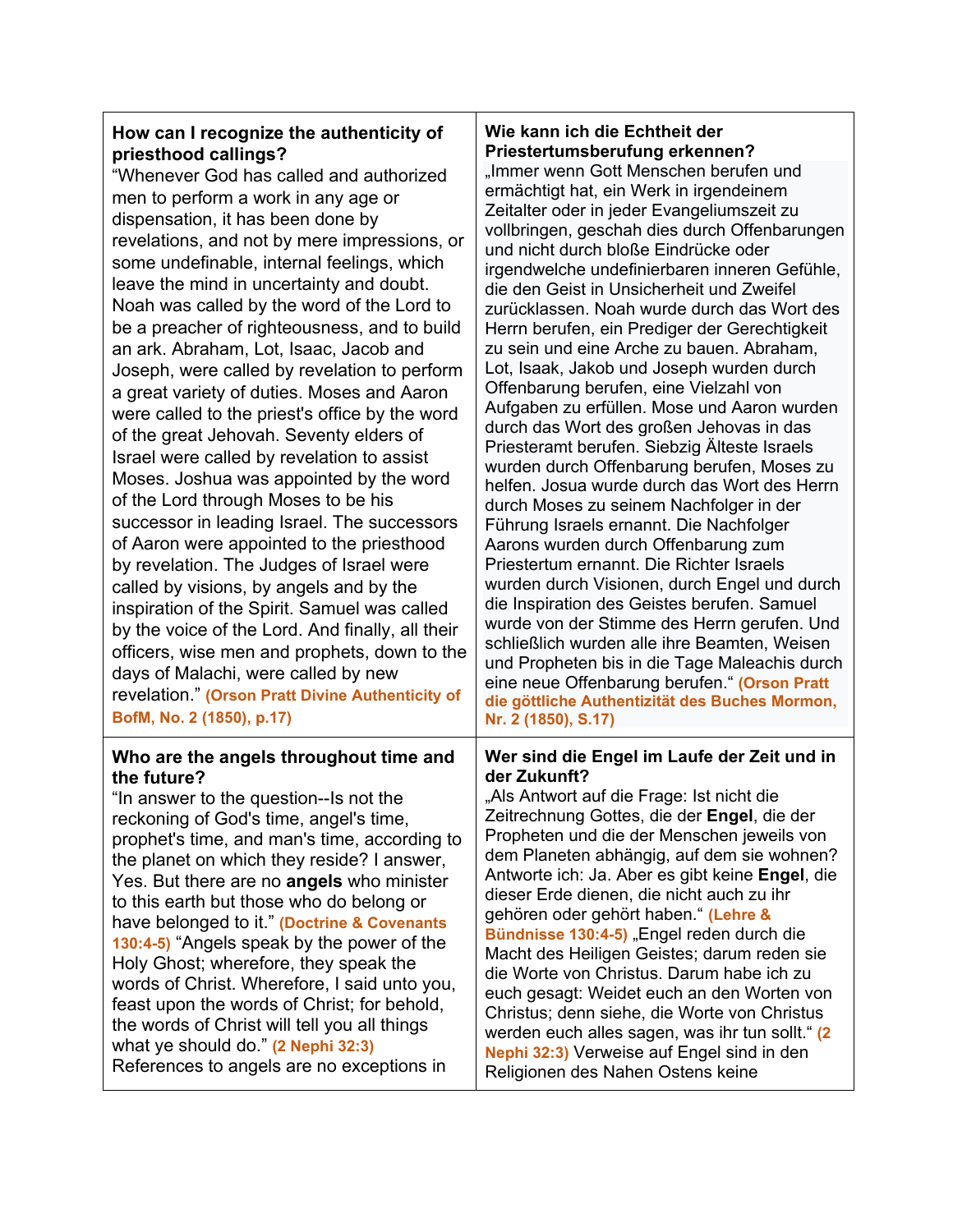| | |
|---|---|
| **How can I recognize the authenticity of priesthood callings?**<br>“Whenever God has called and authorized men to perform a work in any age or dispensation, it has been done by revelations, and not by mere impressions, or some undefinable, internal feelings, which leave the mind in uncertainty and doubt. Noah was called by the word of the Lord to be a preacher of righteousness, and to build an ark. Abraham, Lot, Isaac, Jacob and Joseph, were called by revelation to perform a great variety of duties. Moses and Aaron were called to the priest's office by the word of the great Jehovah. Seventy elders of Israel were called by revelation to assist Moses. Joshua was appointed by the word of the Lord through Moses to be his successor in leading Israel. The successors of Aaron were appointed to the priesthood by revelation. The Judges of Israel were called by visions, by angels and by the inspiration of the Spirit. Samuel was called by the voice of the Lord. And finally, all their officers, wise men and prophets, down to the days of Malachi, were called by new revelation.” **(Orson Pratt Divine Authenticity of BofM, No. 2 (1850), p.17)** | **Wie kann ich die Echtheit der Priestertumsberufung erkennen?**<br>„Immer wenn Gott Menschen berufen und ermächtigt hat, ein Werk in irgendeinem Zeitalter oder in jeder Evangeliumszeit zu vollbringen, geschah dies durch Offenbarungen und nicht durch bloße Eindrücke oder irgendwelche undefinierbaren inneren Gefühle, die den Geist in Unsicherheit und Zweifel zurücklassen. Noah wurde durch das Wort des Herrn berufen, ein Prediger der Gerechtigkeit zu sein und eine Arche zu bauen. Abraham, Lot, Isaak, Jakob und Joseph wurden durch Offenbarung berufen, eine Vielzahl von Aufgaben zu erfüllen. Mose und Aaron wurden durch das Wort des großen Jehovas in das Priesteramt berufen. Siebzig Älteste Israels wurden durch Offenbarung berufen, Moses zu helfen. Josua wurde durch das Wort des Herrn durch Moses zu seinem Nachfolger in der Führung Israels ernannt. Die Nachfolger Aarons wurden durch Offenbarung zum Priestertum ernannt. Die Richter Israels wurden durch Visionen, durch Engel und durch die Inspiration des Geistes berufen. Samuel wurde von der Stimme des Herrn gerufen. Und schließlich wurden alle ihre Beamten, Weisen und Propheten bis in die Tage Maleachis durch eine neue Offenbarung berufen.“ **(Orson Pratt die göttliche Authentizität des Buches Mormon, Nr. 2 (1850), S.17)** |
| **Who are the angels throughout time and the future?**<br>“In answer to the question--Is not the reckoning of God's time, angel's time, prophet's time, and man's time, according to the planet on which they reside? I answer, Yes. But there are no **angels** who minister to this earth but those who do belong or have belonged to it.” **(Doctrine & Covenants 130:4-5)** “Angels speak by the power of the Holy Ghost; wherefore, they speak the words of Christ. Wherefore, I said unto you, feast upon the words of Christ; for behold, the words of Christ will tell you all things what ye should do.” **(2 Nephi 32:3)** References to angels are no exceptions in | **Wer sind die Engel im Laufe der Zeit und in der Zukunft?**<br>„Als Antwort auf die Frage: Ist nicht die Zeitrechnung Gottes, die der **Engel**, die der Propheten und die der Menschen jeweils von dem Planeten abhängig, auf dem sie wohnen? Antworte ich: Ja. Aber es gibt keine **Engel**, die dieser Erde dienen, die nicht auch zu ihr gehören oder gehört haben.“ **(Lehre & Bündnisse 130:4-5)** „Engel reden durch die Macht des Heiligen Geistes; darum reden sie die Worte von Christus. Darum habe ich zu euch gesagt: Weidet euch an den Worten von Christus; denn siehe, die Worte von Christus werden euch alles sagen, was ihr tun sollt.“ **(2 Nephi 32:3)** Verweise auf Engel sind in den Religionen des Nahen Ostens keine |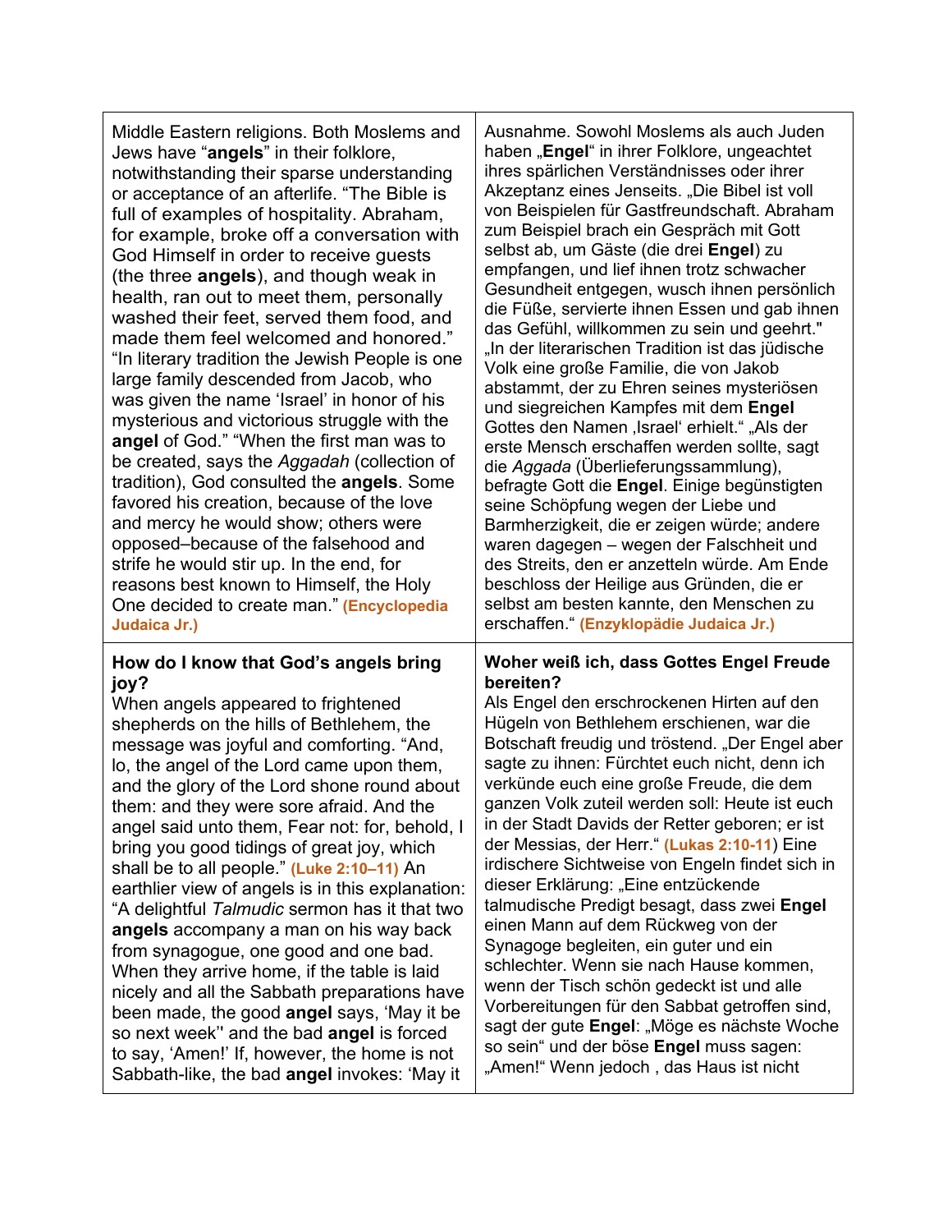| | |
|---|---|
| Middle Eastern religions. Both Moslems and Jews have "**angels**" in their folklore, notwithstanding their sparse understanding or acceptance of an afterlife. "The Bible is full of examples of hospitality. Abraham, for example, broke off a conversation with God Himself in order to receive guests (the three **angels**), and though weak in health, ran out to meet them, personally washed their feet, served them food, and made them feel welcomed and honored." "In literary tradition the Jewish People is one large family descended from Jacob, who was given the name 'Israel' in honor of his mysterious and victorious struggle with the **angel** of God." "When the first man was to be created, says the *Aggadah* (collection of tradition), God consulted the **angels**. Some favored his creation, because of the love and mercy he would show; others were opposed–because of the falsehood and strife he would stir up. In the end, for reasons best known to Himself, the Holy One decided to create man." **(Encyclopedia Judaica Jr.)** | Ausnahme. Sowohl Moslems als auch Juden haben „**Engel**" in ihrer Folklore, ungeachtet ihres spärlichen Verständnisses oder ihrer Akzeptanz eines Jenseits. „Die Bibel ist voll von Beispielen für Gastfreundschaft. Abraham zum Beispiel brach ein Gespräch mit Gott selbst ab, um Gäste (die drei **Engel**) zu empfangen, und lief ihnen trotz schwacher Gesundheit entgegen, wusch ihnen persönlich die Füße, servierte ihnen Essen und gab ihnen das Gefühl, willkommen zu sein und geehrt." „In der literarischen Tradition ist das jüdische Volk eine große Familie, die von Jakob abstammt, der zu Ehren seines mysteriösen und siegreichen Kampfes mit dem **Engel** Gottes den Namen ‚Israel' erhielt." „Als der erste Mensch erschaffen werden sollte, sagt die *Aggada* (Überlieferungssammlung), befragte Gott die **Engel**. Einige begünstigten seine Schöpfung wegen der Liebe und Barmherzigkeit, die er zeigen würde; andere waren dagegen – wegen der Falschheit und des Streits, den er anzetteln würde. Am Ende beschloss der Heilige aus Gründen, die er selbst am besten kannte, den Menschen zu erschaffen." **(Enzyklopädie Judaica Jr.)** |
| **How do I know that God's angels bring joy?**<br>When angels appeared to frightened shepherds on the hills of Bethlehem, the message was joyful and comforting. "And, lo, the angel of the Lord came upon them, and the glory of the Lord shone round about them: and they were sore afraid. And the angel said unto them, Fear not: for, behold, I bring you good tidings of great joy, which shall be to all people." **(Luke 2:10–11)** An earthlier view of angels is in this explanation: "A delightful *Talmudic* sermon has it that two **angels** accompany a man on his way back from synagogue, one good and one bad. When they arrive home, if the table is laid nicely and all the Sabbath preparations have been made, the good **angel** says, 'May it be so next week'' and the bad **angel** is forced to say, 'Amen!' If, however, the home is not Sabbath-like, the bad **angel** invokes: 'May it | **Woher weiß ich, dass Gottes Engel Freude bereiten?**<br>Als Engel den erschrockenen Hirten auf den Hügeln von Bethlehem erschienen, war die Botschaft freudig und tröstend. „Der Engel aber sagte zu ihnen: Fürchtet euch nicht, denn ich verkünde euch eine große Freude, die dem ganzen Volk zuteil werden soll: Heute ist euch in der Stadt Davids der Retter geboren; er ist der Messias, der Herr." **(Lukas 2:10-11)** Eine irdischere Sichtweise von Engeln findet sich in dieser Erklärung: „Eine entzückende talmudische Predigt besagt, dass zwei **Engel** einen Mann auf dem Rückweg von der Synagoge begleiten, ein guter und ein schlechter. Wenn sie nach Hause kommen, wenn der Tisch schön gedeckt ist und alle Vorbereitungen für den Sabbat getroffen sind, sagt der gute **Engel**: „Möge es nächste Woche so sein" und der böse **Engel** muss sagen: „Amen!" Wenn jedoch , das Haus ist nicht |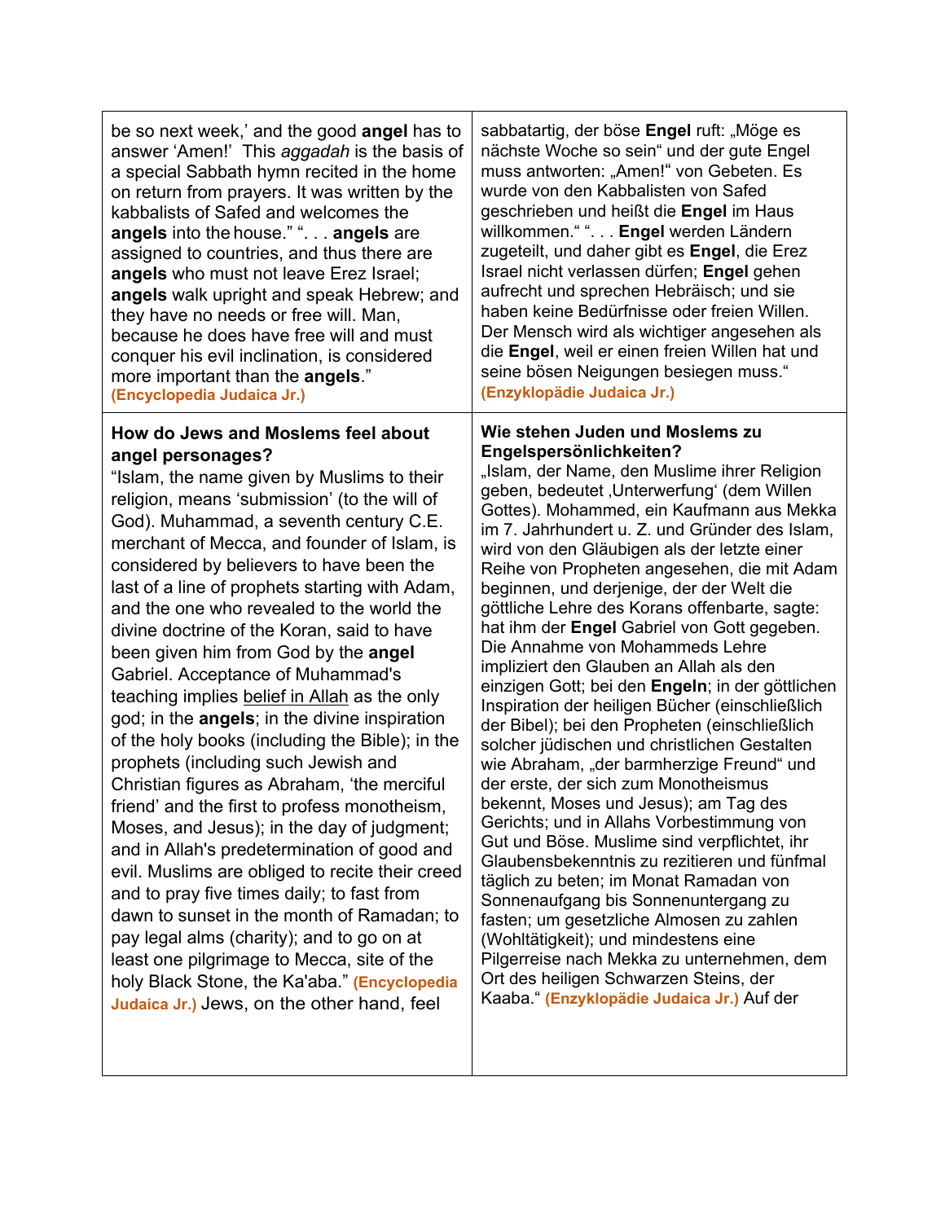| | |
|---|---|
| be so next week,' and the good **angel** has to answer 'Amen!' This *aggadah* is the basis of a special Sabbath hymn recited in the home on return from prayers. It was written by the kabbalists of Safed and welcomes the **angels** into the house." ". . . **angels** are assigned to countries, and thus there are **angels** who must not leave Erez Israel; **angels** walk upright and speak Hebrew; and they have no needs or free will. Man, because he does have free will and must conquer his evil inclination, is considered more important than the **angels**." **(Encyclopedia Judaica Jr.)** | sabbatartig, der böse **Engel** ruft: „Möge es nächste Woche so sein" und der gute Engel muss antworten: „Amen!" von Gebeten. Es wurde von den Kabbalisten von Safed geschrieben und heißt die **Engel** im Haus willkommen." ". . . **Engel** werden Ländern zugeteilt, und daher gibt es **Engel**, die Erez Israel nicht verlassen dürfen; **Engel** gehen aufrecht und sprechen Hebräisch; und sie haben keine Bedürfnisse oder freien Willen. Der Mensch wird als wichtiger angesehen als die **Engel**, weil er einen freien Willen hat und seine bösen Neigungen besiegen muss." **(Enzyklopädie Judaica Jr.)** |
| **How do Jews and Moslems feel about angel personages?** "Islam, the name given by Muslims to their religion, means 'submission' (to the will of God). Muhammad, a seventh century C.E. merchant of Mecca, and founder of Islam, is considered by believers to have been the last of a line of prophets starting with Adam, and the one who revealed to the world the divine doctrine of the Koran, said to have been given him from God by the **angel** Gabriel. Acceptance of Muhammad's teaching implies belief in Allah as the only god; in the **angels**; in the divine inspiration of the holy books (including the Bible); in the prophets (including such Jewish and Christian figures as Abraham, 'the merciful friend' and the first to profess monotheism, Moses, and Jesus); in the day of judgment; and in Allah's predetermination of good and evil. Muslims are obliged to recite their creed and to pray five times daily; to fast from dawn to sunset in the month of Ramadan; to pay legal alms (charity); and to go on at least one pilgrimage to Mecca, site of the holy Black Stone, the Ka'aba." **(Encyclopedia Judaica Jr.)** Jews, on the other hand, feel | **Wie stehen Juden und Moslems zu Engelspersönlichkeiten?** „Islam, der Name, den Muslime ihrer Religion geben, bedeutet ‚Unterwerfung' (dem Willen Gottes). Mohammed, ein Kaufmann aus Mekka im 7. Jahrhundert u. Z. und Gründer des Islam, wird von den Gläubigen als der letzte einer Reihe von Propheten angesehen, die mit Adam beginnen, und derjenige, der der Welt die göttliche Lehre des Korans offenbarte, sagte: hat ihm der **Engel** Gabriel von Gott gegeben. Die Annahme von Mohammeds Lehre impliziert den Glauben an Allah als den einzigen Gott; bei den **Engeln**; in der göttlichen Inspiration der heiligen Bücher (einschließlich der Bibel); bei den Propheten (einschließlich solcher jüdischen und christlichen Gestalten wie Abraham, „der barmherzige Freund" und der erste, der sich zum Monotheismus bekennt, Moses und Jesus); am Tag des Gerichts; und in Allahs Vorbestimmung von Gut und Böse. Muslime sind verpflichtet, ihr Glaubensbekenntnis zu rezitieren und fünfmal täglich zu beten; im Monat Ramadan von Sonnenaufgang bis Sonnenuntergang zu fasten; um gesetzliche Almosen zu zahlen (Wohltätigkeit); und mindestens eine Pilgerreise nach Mekka zu unternehmen, dem Ort des heiligen Schwarzen Steins, der Kaaba." **(Enzyklopädie Judaica Jr.)** Auf der |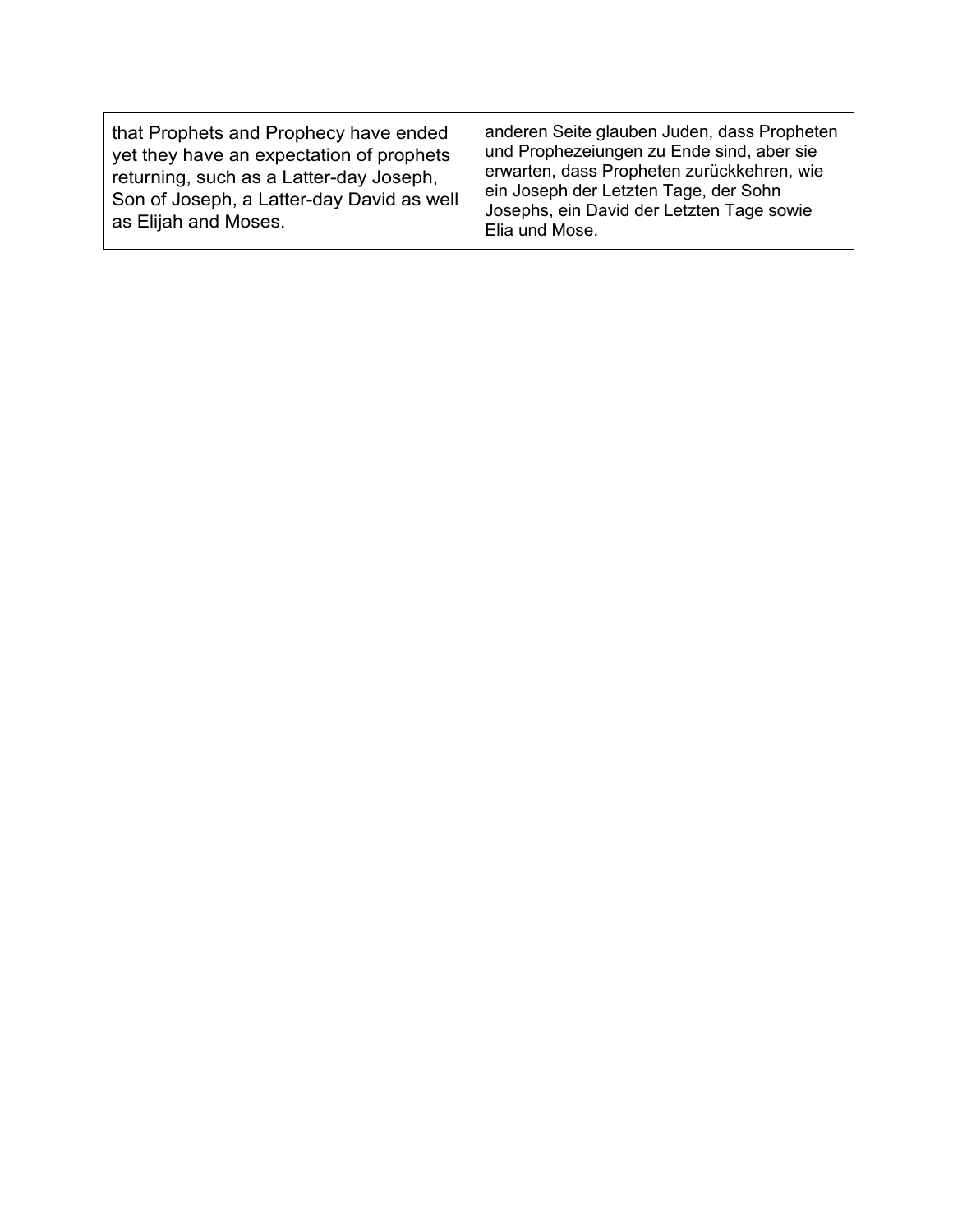| | |
|---|---|
| that Prophets and Prophecy have ended yet they have an expectation of prophets returning, such as a Latter-day Joseph, Son of Joseph, a Latter-day David as well as Elijah and Moses. | anderen Seite glauben Juden, dass Propheten und Prophezeiungen zu Ende sind, aber sie erwarten, dass Propheten zurückkehren, wie ein Joseph der Letzten Tage, der Sohn Josephs, ein David der Letzten Tage sowie Elia und Mose. |